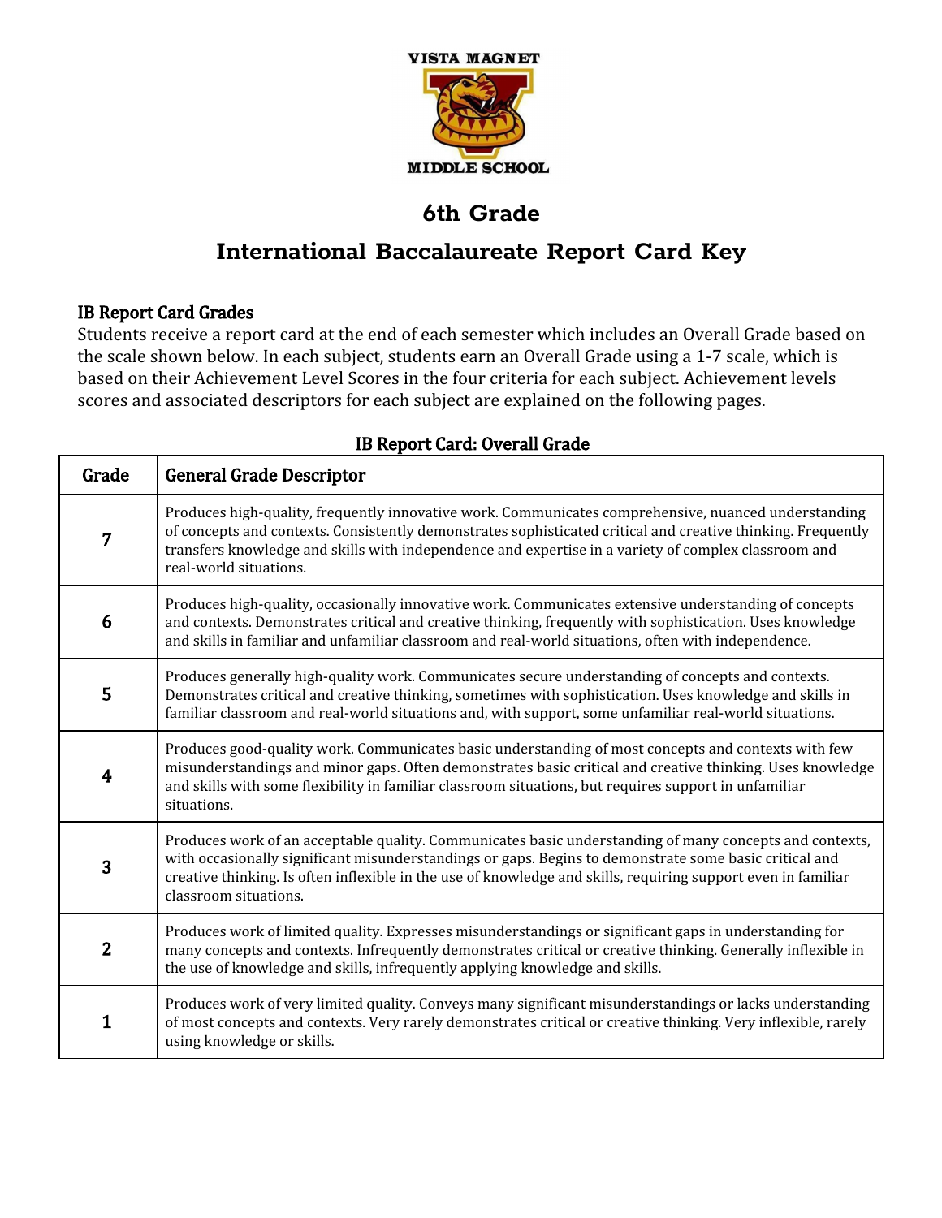VISTA MAGNET

MIDDLE SCHOOL

# 6th Grade

# International Baccalaureate Report Card Key

### IB Report Card Grades

Students receive a report card at the end of each semester which includes an Overall Grade based on the scale shown below. In each subject, students earn an Overall Grade using a 1-7 scale, which is based on their Achievement Level Scores in the four criteria for each subject. Achievement levels scores and associated descriptors for each subject are explained on the following pages.

**IB Report Card: Overall Grade**

| Grade | General Grade Descriptor |
|---|---|
| 7 | Produces high-quality, frequently innovative work. Communicates comprehensive, nuanced understanding of concepts and contexts. Consistently demonstrates sophisticated critical and creative thinking. Frequently transfers knowledge and skills with independence and expertise in a variety of complex classroom and real-world situations. |
| 6 | Produces high-quality, occasionally innovative work. Communicates extensive understanding of concepts and contexts. Demonstrates critical and creative thinking, frequently with sophistication. Uses knowledge and skills in familiar and unfamiliar classroom and real-world situations, often with independence. |
| 5 | Produces generally high-quality work. Communicates secure understanding of concepts and contexts. Demonstrates critical and creative thinking, sometimes with sophistication. Uses knowledge and skills in familiar classroom and real-world situations and, with support, some unfamiliar real-world situations. |
| 4 | Produces good-quality work. Communicates basic understanding of most concepts and contexts with few misunderstandings and minor gaps. Often demonstrates basic critical and creative thinking. Uses knowledge and skills with some flexibility in familiar classroom situations, but requires support in unfamiliar situations. |
| 3 | Produces work of an acceptable quality. Communicates basic understanding of many concepts and contexts, with occasionally significant misunderstandings or gaps. Begins to demonstrate some basic critical and creative thinking. Is often inflexible in the use of knowledge and skills, requiring support even in familiar classroom situations. |
| 2 | Produces work of limited quality. Expresses misunderstandings or significant gaps in understanding for many concepts and contexts. Infrequently demonstrates critical or creative thinking. Generally inflexible in the use of knowledge and skills, infrequently applying knowledge and skills. |
| 1 | Produces work of very limited quality. Conveys many significant misunderstandings or lacks understanding of most concepts and contexts. Very rarely demonstrates critical or creative thinking. Very inflexible, rarely using knowledge or skills. |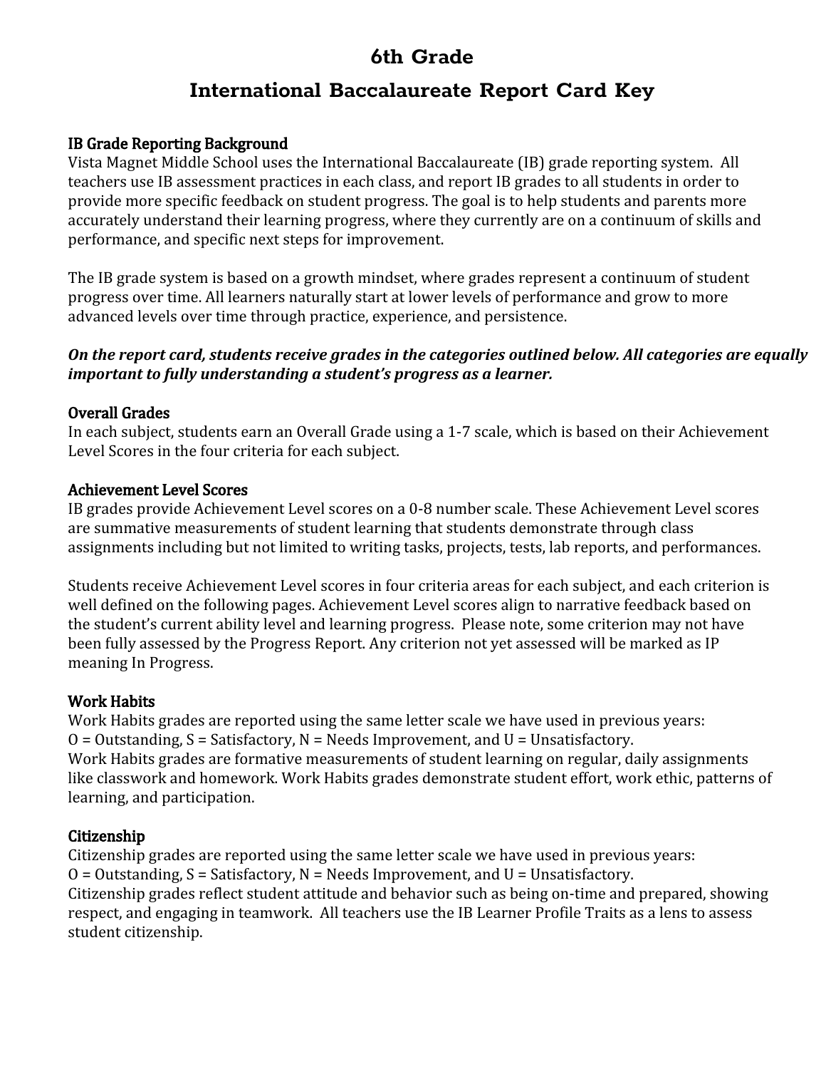# 6th Grade

# International Baccalaureate Report Card Key

### IB Grade Reporting Background

Vista Magnet Middle School uses the International Baccalaureate (IB) grade reporting system. All teachers use IB assessment practices in each class, and report IB grades to all students in order to provide more specific feedback on student progress. The goal is to help students and parents more accurately understand their learning progress, where they currently are on a continuum of skills and performance, and specific next steps for improvement.

The IB grade system is based on a growth mindset, where grades represent a continuum of student progress over time. All learners naturally start at lower levels of performance and grow to more advanced levels over time through practice, experience, and persistence.

***On the report card, students receive grades in the categories outlined below. All categories are equally important to fully understanding a student's progress as a learner.***

### Overall Grades

In each subject, students earn an Overall Grade using a 1-7 scale, which is based on their Achievement Level Scores in the four criteria for each subject.

### Achievement Level Scores

IB grades provide Achievement Level scores on a 0-8 number scale. These Achievement Level scores are summative measurements of student learning that students demonstrate through class assignments including but not limited to writing tasks, projects, tests, lab reports, and performances.

Students receive Achievement Level scores in four criteria areas for each subject, and each criterion is well defined on the following pages. Achievement Level scores align to narrative feedback based on the student's current ability level and learning progress. Please note, some criterion may not have been fully assessed by the Progress Report. Any criterion not yet assessed will be marked as IP meaning In Progress.

### Work Habits

Work Habits grades are reported using the same letter scale we have used in previous years:
O = Outstanding, S = Satisfactory, N = Needs Improvement, and U = Unsatisfactory.
Work Habits grades are formative measurements of student learning on regular, daily assignments like classwork and homework. Work Habits grades demonstrate student effort, work ethic, patterns of learning, and participation.

### Citizenship

Citizenship grades are reported using the same letter scale we have used in previous years:
O = Outstanding, S = Satisfactory, N = Needs Improvement, and U = Unsatisfactory.
Citizenship grades reflect student attitude and behavior such as being on-time and prepared, showing respect, and engaging in teamwork. All teachers use the IB Learner Profile Traits as a lens to assess student citizenship.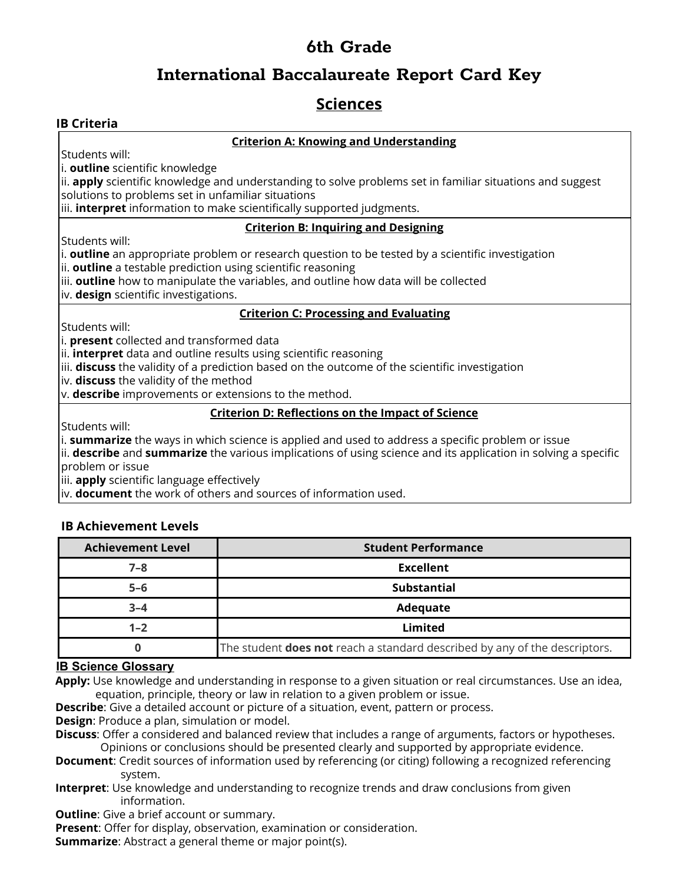# 6th Grade

# International Baccalaureate Report Card Key

## Sciences

### IB Criteria

**Criterion A: Knowing and Understanding**

Students will:
i. **outline** scientific knowledge
ii. **apply** scientific knowledge and understanding to solve problems set in familiar situations and suggest solutions to problems set in unfamiliar situations
iii. **interpret** information to make scientifically supported judgments.

**Criterion B: Inquiring and Designing**

Students will:
i. **outline** an appropriate problem or research question to be tested by a scientific investigation
ii. **outline** a testable prediction using scientific reasoning
iii. **outline** how to manipulate the variables, and outline how data will be collected
iv. **design** scientific investigations.

**Criterion C: Processing and Evaluating**

Students will:
i. **present** collected and transformed data
ii. **interpret** data and outline results using scientific reasoning
iii. **discuss** the validity of a prediction based on the outcome of the scientific investigation
iv. **discuss** the validity of the method
v. **describe** improvements or extensions to the method.

**Criterion D: Reflections on the Impact of Science**

Students will:
i. **summarize** the ways in which science is applied and used to address a specific problem or issue
ii. **describe** and **summarize** the various implications of using science and its application in solving a specific problem or issue
iii. **apply** scientific language effectively
iv. **document** the work of others and sources of information used.

### IB Achievement Levels

| Achievement Level | Student Performance |
|---|---|
| 7–8 | **Excellent** |
| 5–6 | **Substantial** |
| 3–4 | **Adequate** |
| 1–2 | **Limited** |
| 0 | The student **does not** reach a standard described by any of the descriptors. |

### IB Science Glossary

**Apply:** Use knowledge and understanding in response to a given situation or real circumstances. Use an idea, equation, principle, theory or law in relation to a given problem or issue.
**Describe**: Give a detailed account or picture of a situation, event, pattern or process.
**Design**: Produce a plan, simulation or model.
**Discuss**: Offer a considered and balanced review that includes a range of arguments, factors or hypotheses. Opinions or conclusions should be presented clearly and supported by appropriate evidence.
**Document**: Credit sources of information used by referencing (or citing) following a recognized referencing system.
**Interpret**: Use knowledge and understanding to recognize trends and draw conclusions from given information.
**Outline**: Give a brief account or summary.
**Present**: Offer for display, observation, examination or consideration.
**Summarize**: Abstract a general theme or major point(s).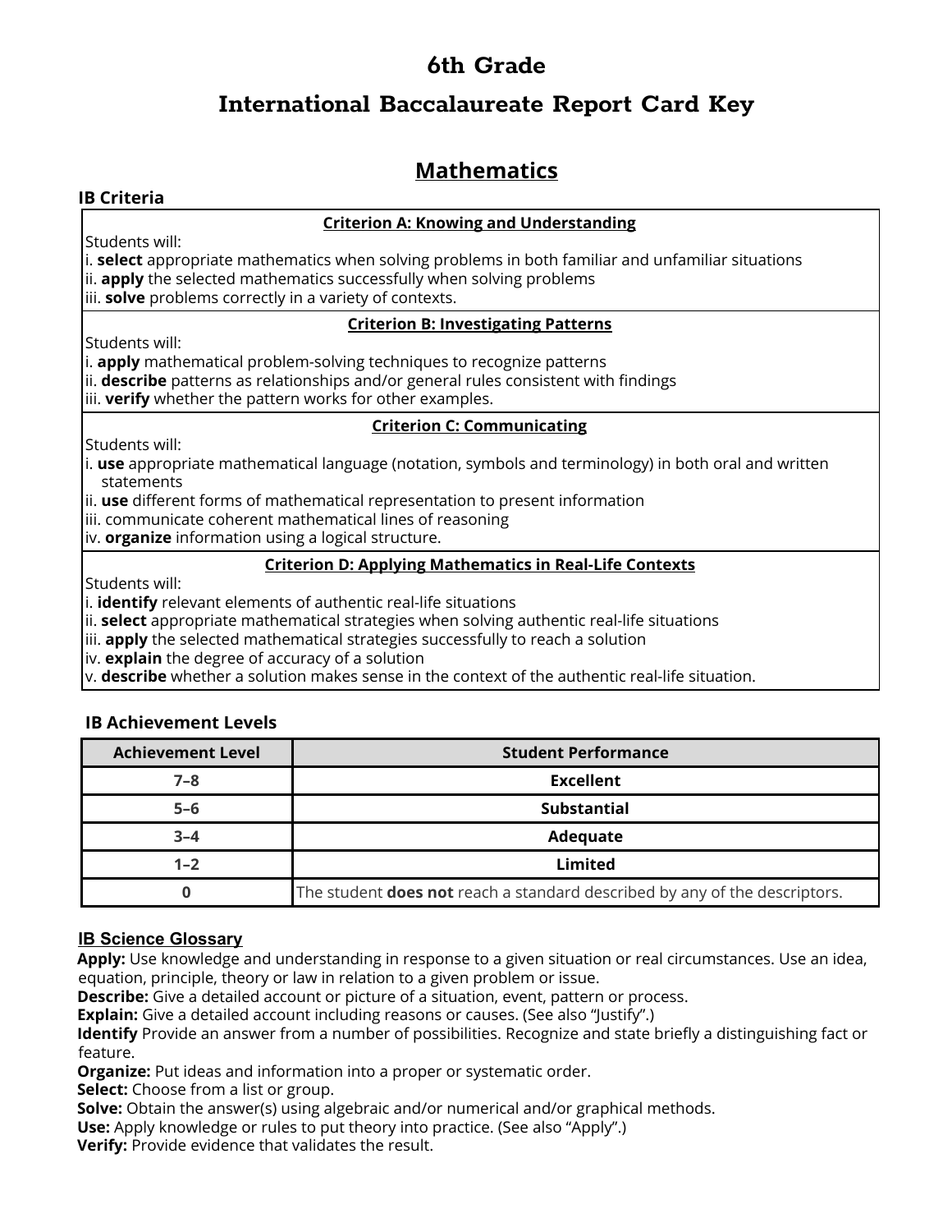# 6th Grade

# International Baccalaureate Report Card Key

## Mathematics

### IB Criteria

**Criterion A: Knowing and Understanding**

Students will:
i. **select** appropriate mathematics when solving problems in both familiar and unfamiliar situations
ii. **apply** the selected mathematics successfully when solving problems
iii. **solve** problems correctly in a variety of contexts.

**Criterion B: Investigating Patterns**

Students will:
i. **apply** mathematical problem-solving techniques to recognize patterns
ii. **describe** patterns as relationships and/or general rules consistent with findings
iii. **verify** whether the pattern works for other examples.

**Criterion C: Communicating**

Students will:
i. **use** appropriate mathematical language (notation, symbols and terminology) in both oral and written statements
ii. **use** different forms of mathematical representation to present information
iii. communicate coherent mathematical lines of reasoning
iv. **organize** information using a logical structure.

**Criterion D: Applying Mathematics in Real-Life Contexts**

Students will:
i. **identify** relevant elements of authentic real-life situations
ii. **select** appropriate mathematical strategies when solving authentic real-life situations
iii. **apply** the selected mathematical strategies successfully to reach a solution
iv. **explain** the degree of accuracy of a solution
v. **describe** whether a solution makes sense in the context of the authentic real-life situation.

### IB Achievement Levels

| Achievement Level | Student Performance |
|---|---|
| 7–8 | **Excellent** |
| 5–6 | **Substantial** |
| 3–4 | **Adequate** |
| 1–2 | **Limited** |
| 0 | The student **does not** reach a standard described by any of the descriptors. |

### IB Science Glossary

**Apply:** Use knowledge and understanding in response to a given situation or real circumstances. Use an idea, equation, principle, theory or law in relation to a given problem or issue.
**Describe:** Give a detailed account or picture of a situation, event, pattern or process.
**Explain:** Give a detailed account including reasons or causes. (See also "Justify".)
**Identify** Provide an answer from a number of possibilities. Recognize and state briefly a distinguishing fact or feature.
**Organize:** Put ideas and information into a proper or systematic order.
**Select:** Choose from a list or group.
**Solve:** Obtain the answer(s) using algebraic and/or numerical and/or graphical methods.
**Use:** Apply knowledge or rules to put theory into practice. (See also "Apply".)
**Verify:** Provide evidence that validates the result.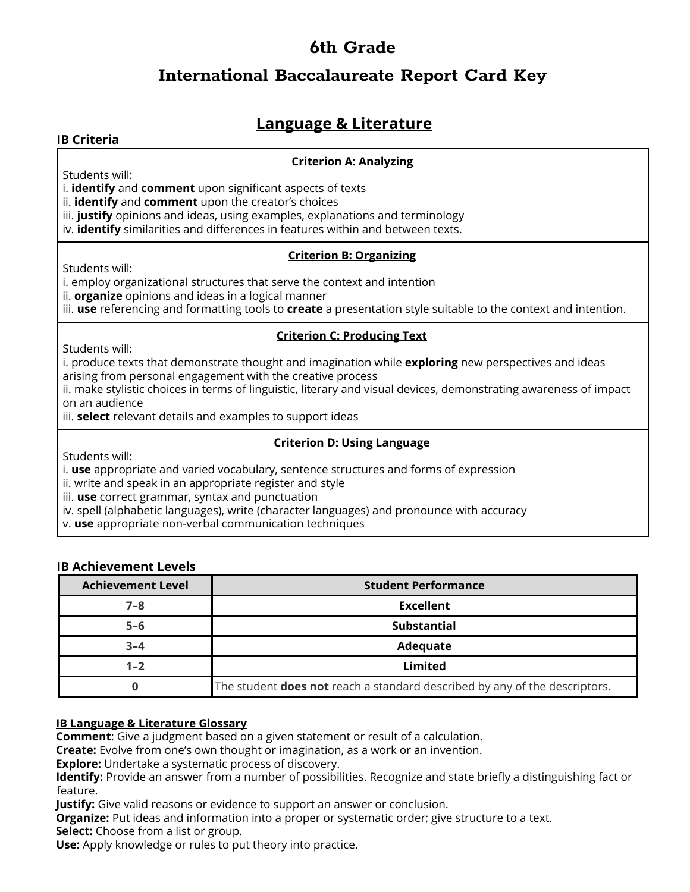# 6th Grade

# International Baccalaureate Report Card Key

## Language & Literature

**IB Criteria**

**Criterion A: Analyzing**

Students will:
i. **identify** and **comment** upon significant aspects of texts
ii. **identify** and **comment** upon the creator's choices
iii. **justify** opinions and ideas, using examples, explanations and terminology
iv. **identify** similarities and differences in features within and between texts.

**Criterion B: Organizing**

Students will:
i. employ organizational structures that serve the context and intention
ii. **organize** opinions and ideas in a logical manner
iii. **use** referencing and formatting tools to **create** a presentation style suitable to the context and intention.

**Criterion C: Producing Text**

Students will:
i. produce texts that demonstrate thought and imagination while **exploring** new perspectives and ideas arising from personal engagement with the creative process
ii. make stylistic choices in terms of linguistic, literary and visual devices, demonstrating awareness of impact on an audience
iii. **select** relevant details and examples to support ideas

**Criterion D: Using Language**

Students will:
i. **use** appropriate and varied vocabulary, sentence structures and forms of expression
ii. write and speak in an appropriate register and style
iii. **use** correct grammar, syntax and punctuation
iv. spell (alphabetic languages), write (character languages) and pronounce with accuracy
v. **use** appropriate non-verbal communication techniques

**IB Achievement Levels**

| Achievement Level | Student Performance |
|---|---|
| 7–8 | **Excellent** |
| 5–6 | **Substantial** |
| 3–4 | **Adequate** |
| 1–2 | **Limited** |
| 0 | The student **does not** reach a standard described by any of the descriptors. |

**IB Language & Literature Glossary**

**Comment**: Give a judgment based on a given statement or result of a calculation.
**Create:** Evolve from one's own thought or imagination, as a work or an invention.
**Explore:** Undertake a systematic process of discovery.
**Identify:** Provide an answer from a number of possibilities. Recognize and state briefly a distinguishing fact or feature.
**Justify:** Give valid reasons or evidence to support an answer or conclusion.
**Organize:** Put ideas and information into a proper or systematic order; give structure to a text.
**Select:** Choose from a list or group.
**Use:** Apply knowledge or rules to put theory into practice.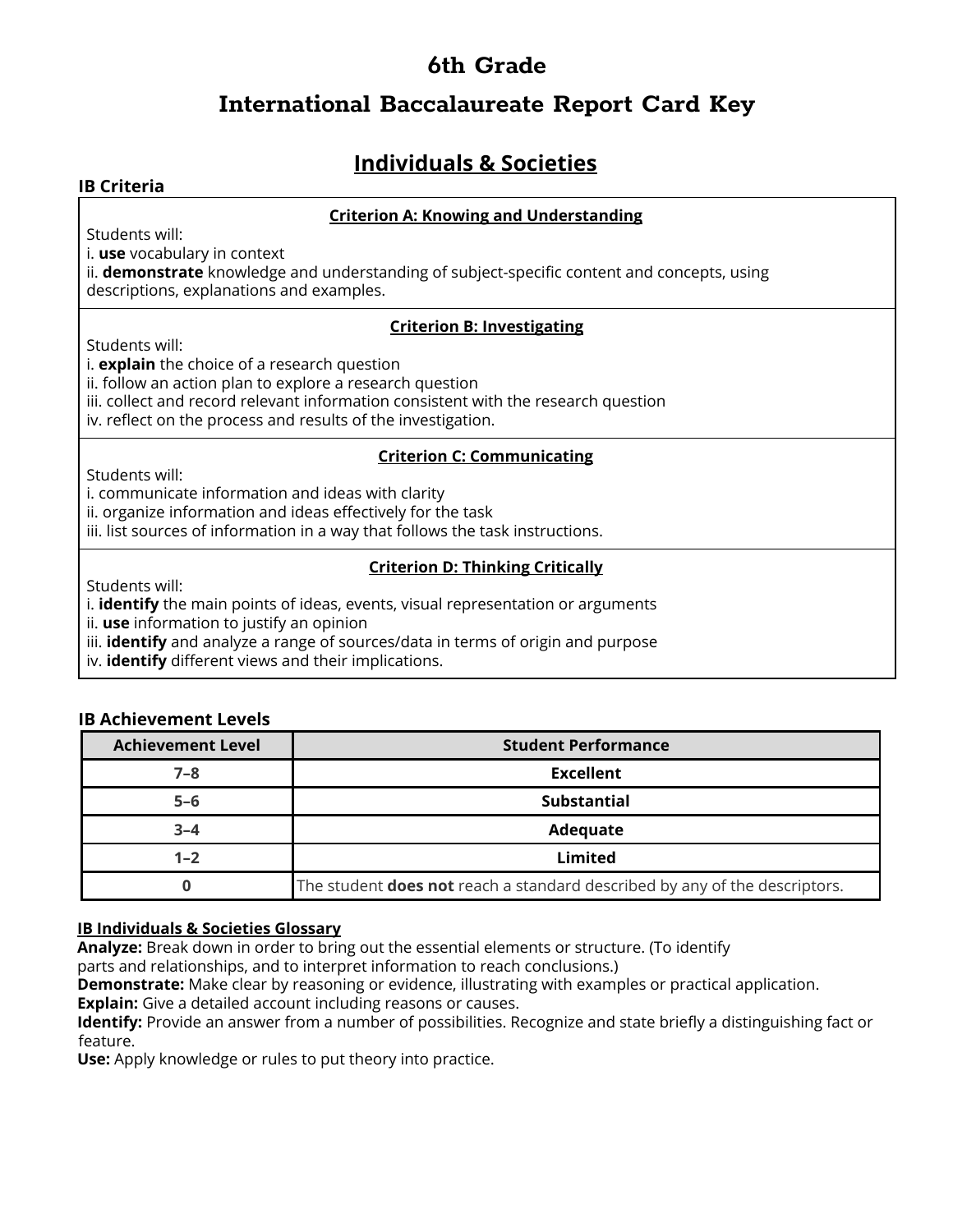# 6th Grade

# International Baccalaureate Report Card Key

## Individuals & Societies

### IB Criteria

**Criterion A: Knowing and Understanding**

Students will:
i. **use** vocabulary in context
ii. **demonstrate** knowledge and understanding of subject-specific content and concepts, using descriptions, explanations and examples.

**Criterion B: Investigating**

Students will:
i. **explain** the choice of a research question
ii. follow an action plan to explore a research question
iii. collect and record relevant information consistent with the research question
iv. reflect on the process and results of the investigation.

**Criterion C: Communicating**

Students will:
i. communicate information and ideas with clarity
ii. organize information and ideas effectively for the task
iii. list sources of information in a way that follows the task instructions.

**Criterion D: Thinking Critically**

Students will:
i. **identify** the main points of ideas, events, visual representation or arguments
ii. **use** information to justify an opinion
iii. **identify** and analyze a range of sources/data in terms of origin and purpose
iv. **identify** different views and their implications.

### IB Achievement Levels

| Achievement Level | Student Performance |
|---|---|
| 7–8 | **Excellent** |
| 5–6 | **Substantial** |
| 3–4 | **Adequate** |
| 1–2 | **Limited** |
| 0 | The student **does not** reach a standard described by any of the descriptors. |

**IB Individuals & Societies Glossary**

**Analyze:** Break down in order to bring out the essential elements or structure. (To identify parts and relationships, and to interpret information to reach conclusions.)
**Demonstrate:** Make clear by reasoning or evidence, illustrating with examples or practical application.
**Explain:** Give a detailed account including reasons or causes.
**Identify:** Provide an answer from a number of possibilities. Recognize and state briefly a distinguishing fact or feature.
**Use:** Apply knowledge or rules to put theory into practice.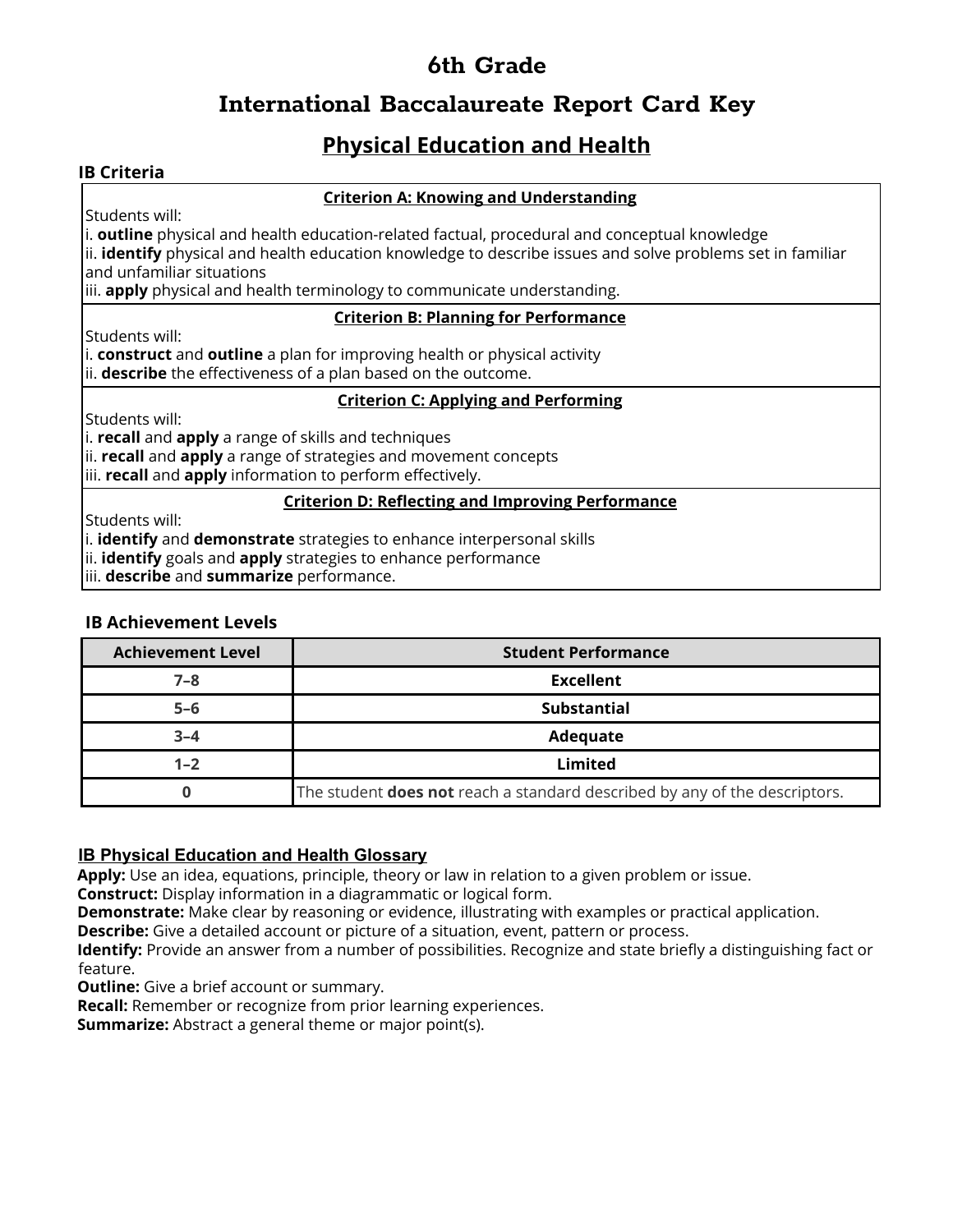# 6th Grade

# International Baccalaureate Report Card Key

## Physical Education and Health

### IB Criteria

**Criterion A: Knowing and Understanding**

Students will:
i. **outline** physical and health education-related factual, procedural and conceptual knowledge
ii. **identify** physical and health education knowledge to describe issues and solve problems set in familiar and unfamiliar situations
iii. **apply** physical and health terminology to communicate understanding.

**Criterion B: Planning for Performance**

Students will:
i. **construct** and **outline** a plan for improving health or physical activity
ii. **describe** the effectiveness of a plan based on the outcome.

**Criterion C: Applying and Performing**

Students will:
i. **recall** and **apply** a range of skills and techniques
ii. **recall** and **apply** a range of strategies and movement concepts
iii. **recall** and **apply** information to perform effectively.

**Criterion D: Reflecting and Improving Performance**

Students will:
i. **identify** and **demonstrate** strategies to enhance interpersonal skills
ii. **identify** goals and **apply** strategies to enhance performance
iii. **describe** and **summarize** performance.

### IB Achievement Levels

| Achievement Level | Student Performance |
|---|---|
| 7–8 | **Excellent** |
| 5–6 | **Substantial** |
| 3–4 | **Adequate** |
| 1–2 | **Limited** |
| 0 | The student **does not** reach a standard described by any of the descriptors. |

### IB Physical Education and Health Glossary

**Apply:** Use an idea, equations, principle, theory or law in relation to a given problem or issue.
**Construct:** Display information in a diagrammatic or logical form.
**Demonstrate:** Make clear by reasoning or evidence, illustrating with examples or practical application.
**Describe:** Give a detailed account or picture of a situation, event, pattern or process.
**Identify:** Provide an answer from a number of possibilities. Recognize and state briefly a distinguishing fact or feature.
**Outline:** Give a brief account or summary.
**Recall:** Remember or recognize from prior learning experiences.
**Summarize:** Abstract a general theme or major point(s).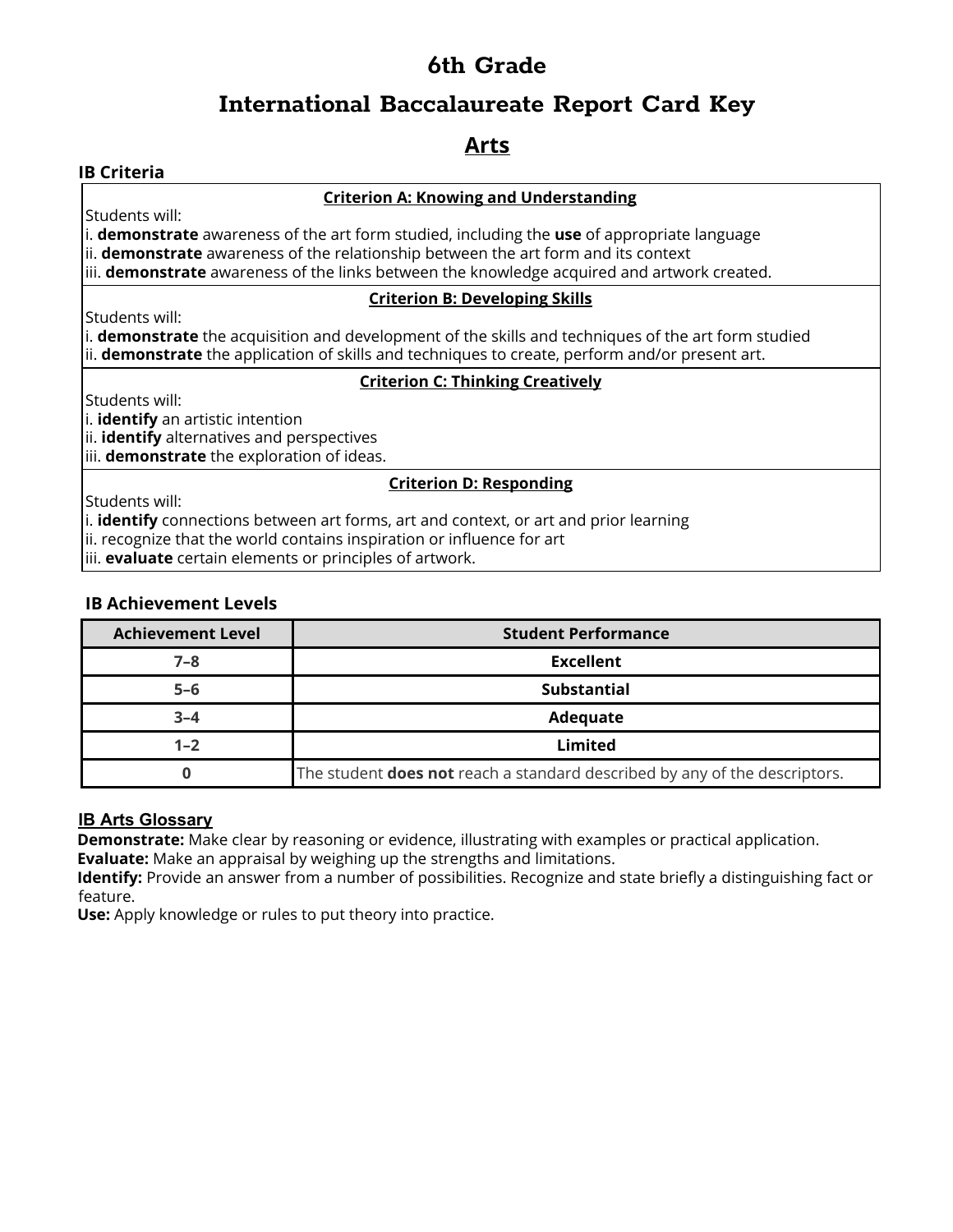# 6th Grade

# International Baccalaureate Report Card Key

## Arts

### IB Criteria

**Criterion A: Knowing and Understanding**

Students will:
i. **demonstrate** awareness of the art form studied, including the **use** of appropriate language
ii. **demonstrate** awareness of the relationship between the art form and its context
iii. **demonstrate** awareness of the links between the knowledge acquired and artwork created.

**Criterion B: Developing Skills**

Students will:
i. **demonstrate** the acquisition and development of the skills and techniques of the art form studied
ii. **demonstrate** the application of skills and techniques to create, perform and/or present art.

**Criterion C: Thinking Creatively**

Students will:
i. **identify** an artistic intention
ii. **identify** alternatives and perspectives
iii. **demonstrate** the exploration of ideas.

**Criterion D: Responding**

Students will:
i. **identify** connections between art forms, art and context, or art and prior learning
ii. recognize that the world contains inspiration or influence for art
iii. **evaluate** certain elements or principles of artwork.

### IB Achievement Levels

| Achievement Level | Student Performance |
|---|---|
| 7–8 | **Excellent** |
| 5–6 | **Substantial** |
| 3–4 | **Adequate** |
| 1–2 | **Limited** |
| 0 | The student **does not** reach a standard described by any of the descriptors. |

### IB Arts Glossary

**Demonstrate:** Make clear by reasoning or evidence, illustrating with examples or practical application.
**Evaluate:** Make an appraisal by weighing up the strengths and limitations.
**Identify:** Provide an answer from a number of possibilities. Recognize and state briefly a distinguishing fact or feature.
**Use:** Apply knowledge or rules to put theory into practice.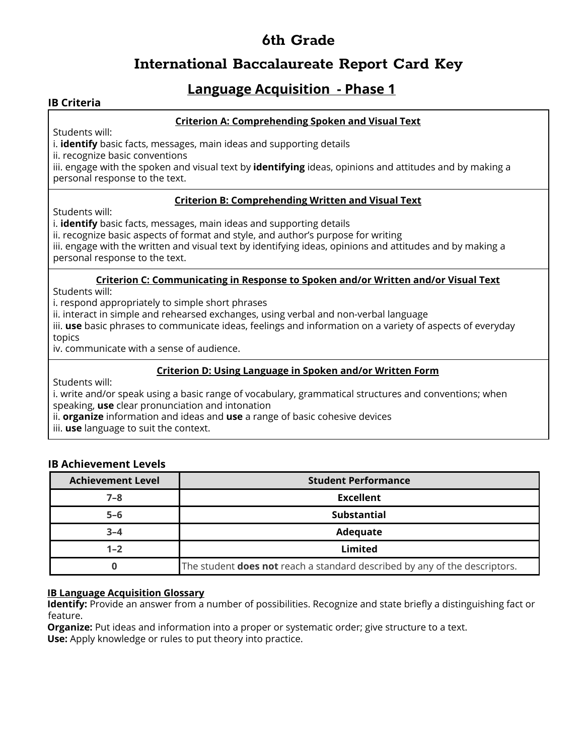# 6th Grade

# International Baccalaureate Report Card Key

## Language Acquisition - Phase 1

### IB Criteria

**Criterion A: Comprehending Spoken and Visual Text**

Students will:
i. **identify** basic facts, messages, main ideas and supporting details
ii. recognize basic conventions
iii. engage with the spoken and visual text by **identifying** ideas, opinions and attitudes and by making a personal response to the text.

**Criterion B: Comprehending Written and Visual Text**

Students will:
i. **identify** basic facts, messages, main ideas and supporting details
ii. recognize basic aspects of format and style, and author's purpose for writing
iii. engage with the written and visual text by identifying ideas, opinions and attitudes and by making a personal response to the text.

**Criterion C: Communicating in Response to Spoken and/or Written and/or Visual Text**

Students will:
i. respond appropriately to simple short phrases
ii. interact in simple and rehearsed exchanges, using verbal and non-verbal language
iii. **use** basic phrases to communicate ideas, feelings and information on a variety of aspects of everyday topics
iv. communicate with a sense of audience.

**Criterion D: Using Language in Spoken and/or Written Form**

Students will:
i. write and/or speak using a basic range of vocabulary, grammatical structures and conventions; when speaking, **use** clear pronunciation and intonation
ii. **organize** information and ideas and **use** a range of basic cohesive devices
iii. **use** language to suit the context.

### IB Achievement Levels

| Achievement Level | Student Performance |
|---|---|
| 7–8 | **Excellent** |
| 5–6 | **Substantial** |
| 3–4 | **Adequate** |
| 1–2 | **Limited** |
| 0 | The student **does not** reach a standard described by any of the descriptors. |

**IB Language Acquisition Glossary**

**Identify:** Provide an answer from a number of possibilities. Recognize and state briefly a distinguishing fact or feature.
**Organize:** Put ideas and information into a proper or systematic order; give structure to a text.
**Use:** Apply knowledge or rules to put theory into practice.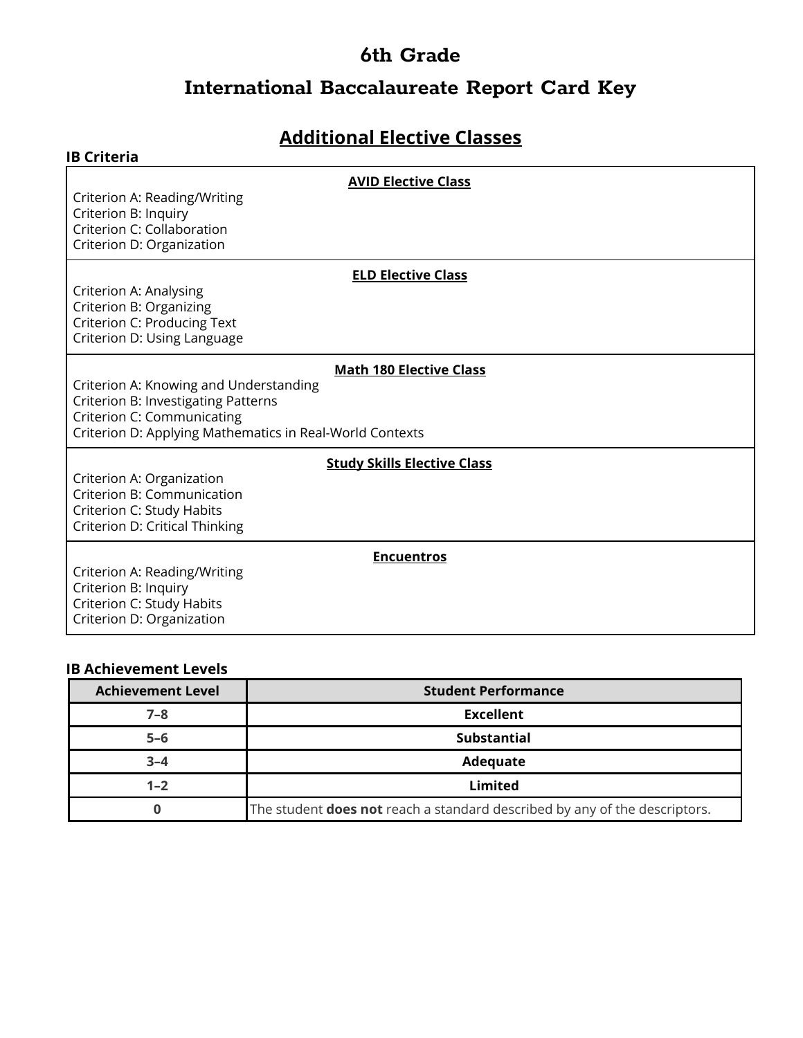# 6th Grade

# International Baccalaureate Report Card Key

## Additional Elective Classes

**IB Criteria**

**AVID Elective Class**

Criterion A: Reading/Writing
Criterion B: Inquiry
Criterion C: Collaboration
Criterion D: Organization

**ELD Elective Class**

Criterion A: Analysing
Criterion B: Organizing
Criterion C: Producing Text
Criterion D: Using Language

**Math 180 Elective Class**

Criterion A: Knowing and Understanding
Criterion B: Investigating Patterns
Criterion C: Communicating
Criterion D: Applying Mathematics in Real-World Contexts

**Study Skills Elective Class**

Criterion A: Organization
Criterion B: Communication
Criterion C: Study Habits
Criterion D: Critical Thinking

**Encuentros**

Criterion A: Reading/Writing
Criterion B: Inquiry
Criterion C: Study Habits
Criterion D: Organization

**IB Achievement Levels**

| Achievement Level | Student Performance |
| --- | --- |
| **7–8** | **Excellent** |
| **5–6** | **Substantial** |
| **3–4** | **Adequate** |
| **1–2** | **Limited** |
| **0** | The student **does not** reach a standard described by any of the descriptors. |